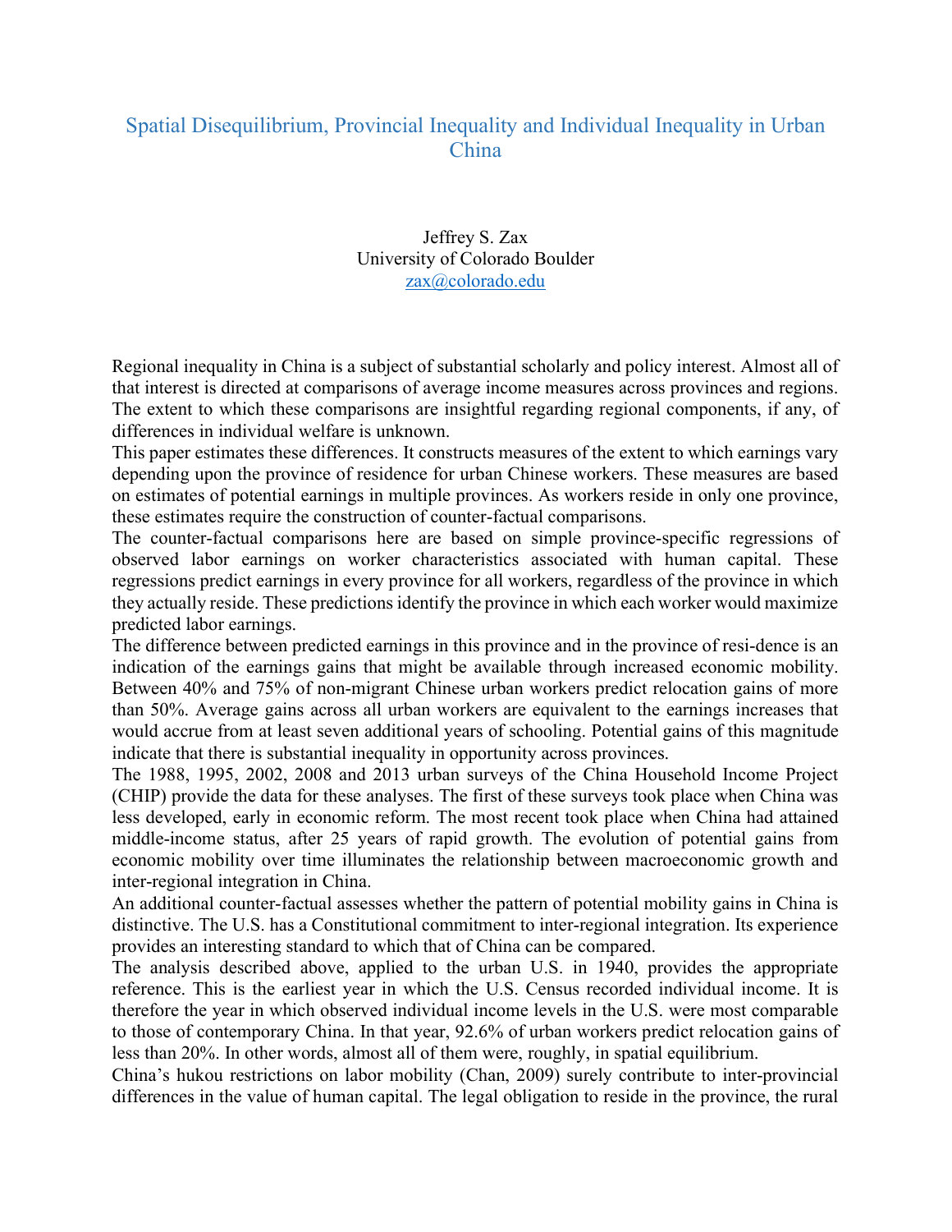# Spatial Disequilibrium, Provincial Inequality and Individual Inequality in Urban China

Jeffrey S. Zax
University of Colorado Boulder
zax@colorado.edu

Regional inequality in China is a subject of substantial scholarly and policy interest. Almost all of that interest is directed at comparisons of average income measures across provinces and regions. The extent to which these comparisons are insightful regarding regional components, if any, of differences in individual welfare is unknown.

This paper estimates these differences. It constructs measures of the extent to which earnings vary depending upon the province of residence for urban Chinese workers. These measures are based on estimates of potential earnings in multiple provinces. As workers reside in only one province, these estimates require the construction of counter-factual comparisons.

The counter-factual comparisons here are based on simple province-specific regressions of observed labor earnings on worker characteristics associated with human capital. These regressions predict earnings in every province for all workers, regardless of the province in which they actually reside. These predictions identify the province in which each worker would maximize predicted labor earnings.

The difference between predicted earnings in this province and in the province of resi-dence is an indication of the earnings gains that might be available through increased economic mobility. Between 40% and 75% of non-migrant Chinese urban workers predict relocation gains of more than 50%. Average gains across all urban workers are equivalent to the earnings increases that would accrue from at least seven additional years of schooling. Potential gains of this magnitude indicate that there is substantial inequality in opportunity across provinces.

The 1988, 1995, 2002, 2008 and 2013 urban surveys of the China Household Income Project (CHIP) provide the data for these analyses. The first of these surveys took place when China was less developed, early in economic reform. The most recent took place when China had attained middle-income status, after 25 years of rapid growth. The evolution of potential gains from economic mobility over time illuminates the relationship between macroeconomic growth and inter-regional integration in China.

An additional counter-factual assesses whether the pattern of potential mobility gains in China is distinctive. The U.S. has a Constitutional commitment to inter-regional integration. Its experience provides an interesting standard to which that of China can be compared.

The analysis described above, applied to the urban U.S. in 1940, provides the appropriate reference. This is the earliest year in which the U.S. Census recorded individual income. It is therefore the year in which observed individual income levels in the U.S. were most comparable to those of contemporary China. In that year, 92.6% of urban workers predict relocation gains of less than 20%. In other words, almost all of them were, roughly, in spatial equilibrium.

China's hukou restrictions on labor mobility (Chan, 2009) surely contribute to inter-provincial differences in the value of human capital. The legal obligation to reside in the province, the rural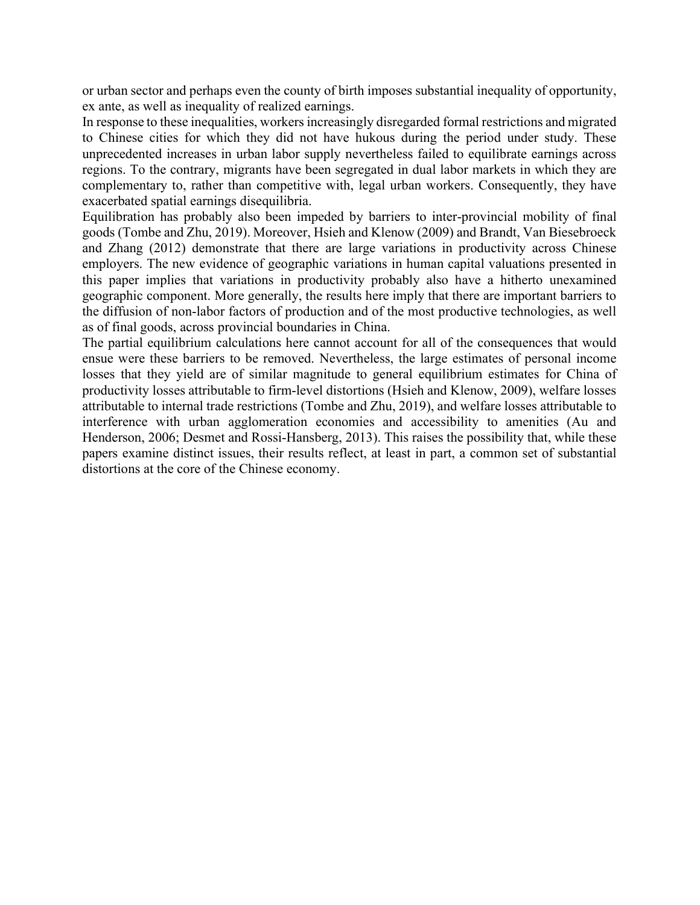or urban sector and perhaps even the county of birth imposes substantial inequality of opportunity, ex ante, as well as inequality of realized earnings.

In response to these inequalities, workers increasingly disregarded formal restrictions and migrated to Chinese cities for which they did not have hukous during the period under study. These unprecedented increases in urban labor supply nevertheless failed to equilibrate earnings across regions. To the contrary, migrants have been segregated in dual labor markets in which they are complementary to, rather than competitive with, legal urban workers. Consequently, they have exacerbated spatial earnings disequilibria.

Equilibration has probably also been impeded by barriers to inter-provincial mobility of final goods (Tombe and Zhu, 2019). Moreover, Hsieh and Klenow (2009) and Brandt, Van Biesebroeck and Zhang (2012) demonstrate that there are large variations in productivity across Chinese employers. The new evidence of geographic variations in human capital valuations presented in this paper implies that variations in productivity probably also have a hitherto unexamined geographic component. More generally, the results here imply that there are important barriers to the diffusion of non-labor factors of production and of the most productive technologies, as well as of final goods, across provincial boundaries in China.

The partial equilibrium calculations here cannot account for all of the consequences that would ensue were these barriers to be removed. Nevertheless, the large estimates of personal income losses that they yield are of similar magnitude to general equilibrium estimates for China of productivity losses attributable to firm-level distortions (Hsieh and Klenow, 2009), welfare losses attributable to internal trade restrictions (Tombe and Zhu, 2019), and welfare losses attributable to interference with urban agglomeration economies and accessibility to amenities (Au and Henderson, 2006; Desmet and Rossi-Hansberg, 2013). This raises the possibility that, while these papers examine distinct issues, their results reflect, at least in part, a common set of substantial distortions at the core of the Chinese economy.